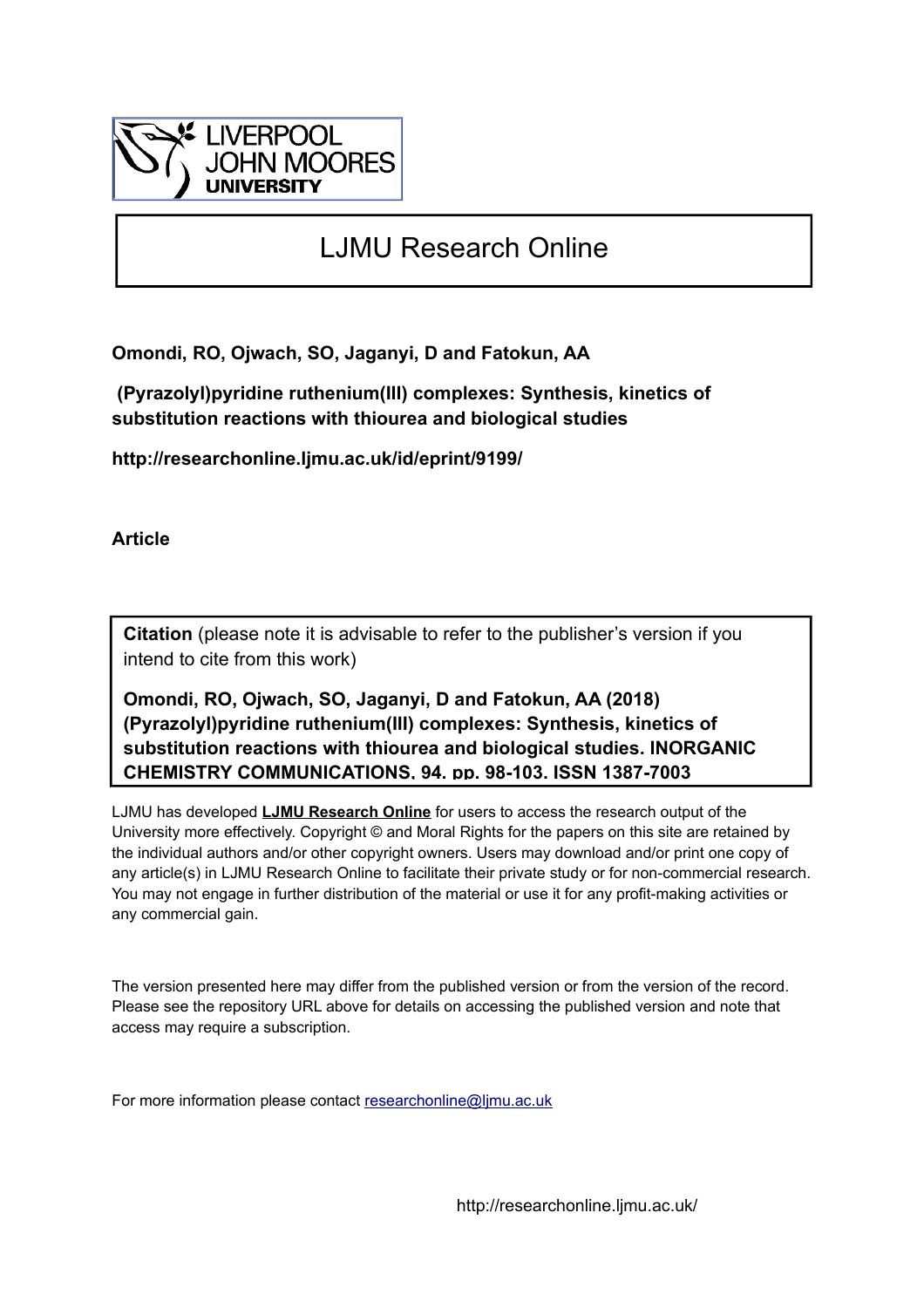LIVERPOOL JOHN MOORES UNIVERSITY

# LJMU Research Online

**Omondi, RO, Ojwach, SO, Jaganyi, D and Fatokun, AA**

**(Pyrazolyl)pyridine ruthenium(III) complexes: Synthesis, kinetics of substitution reactions with thiourea and biological studies**

**http://researchonline.ljmu.ac.uk/id/eprint/9199/**

**Article**

**Citation** (please note it is advisable to refer to the publisher's version if you intend to cite from this work)

**Omondi, RO, Ojwach, SO, Jaganyi, D and Fatokun, AA (2018) (Pyrazolyl)pyridine ruthenium(III) complexes: Synthesis, kinetics of substitution reactions with thiourea and biological studies. INORGANIC CHEMISTRY COMMUNICATIONS, 94. pp. 98-103. ISSN 1387-7003**

LJMU has developed **LJMU Research Online** for users to access the research output of the University more effectively. Copyright © and Moral Rights for the papers on this site are retained by the individual authors and/or other copyright owners. Users may download and/or print one copy of any article(s) in LJMU Research Online to facilitate their private study or for non-commercial research. You may not engage in further distribution of the material or use it for any profit-making activities or any commercial gain.

The version presented here may differ from the published version or from the version of the record. Please see the repository URL above for details on accessing the published version and note that access may require a subscription.

For more information please contact researchonline@ljmu.ac.uk

http://researchonline.ljmu.ac.uk/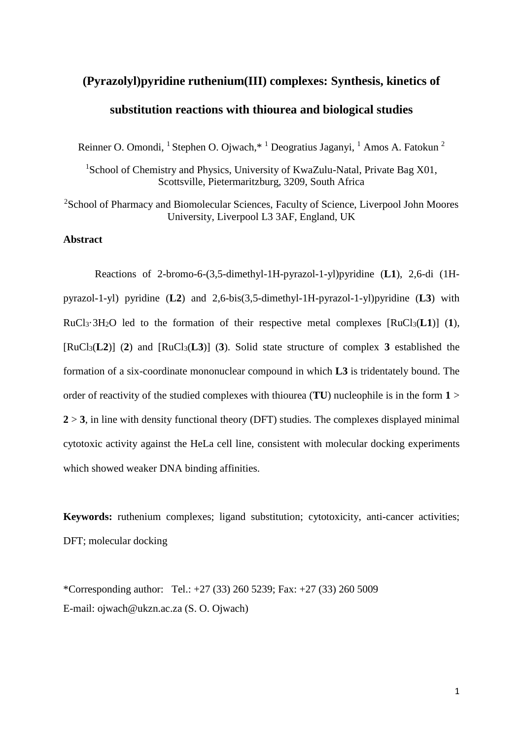# (Pyrazolyl)pyridine ruthenium(III) complexes: Synthesis, kinetics of substitution reactions with thiourea and biological studies

Reinner O. Omondi, [1] Stephen O. Ojwach,* [1] Deogratius Jaganyi, [1] Amos A. Fatokun [2]

[1]School of Chemistry and Physics, University of KwaZulu-Natal, Private Bag X01, Scottsville, Pietermaritzburg, 3209, South Africa

[2]School of Pharmacy and Biomolecular Sciences, Faculty of Science, Liverpool John Moores University, Liverpool L3 3AF, England, UK

**Abstract**

Reactions of 2-bromo-6-(3,5-dimethyl-1H-pyrazol-1-yl)pyridine (**L1**), 2,6-di (1H-pyrazol-1-yl) pyridine (**L2**) and 2,6-bis(3,5-dimethyl-1H-pyrazol-1-yl)pyridine (**L3**) with $RuCl_3 \cdot 3H_2O$ led to the formation of their respective metal complexes [$RuCl_3$(**L1**)] (**1**), [$RuCl_3$(**L2**)] (**2**) and [$RuCl_3$(**L3**)] (**3**). Solid state structure of complex **3** established the formation of a six-coordinate mononuclear compound in which **L3** is tridentately bound. The order of reactivity of the studied complexes with thiourea (**TU**) nucleophile is in the form **1** > **2** > **3**, in line with density functional theory (DFT) studies. The complexes displayed minimal cytotoxic activity against the HeLa cell line, consistent with molecular docking experiments which showed weaker DNA binding affinities.

**Keywords:** ruthenium complexes; ligand substitution; cytotoxicity, anti-cancer activities; DFT; molecular docking

*Corresponding author: Tel.: +27 (33) 260 5239; Fax: +27 (33) 260 5009
E-mail: ojwach@ukzn.ac.za (S. O. Ojwach)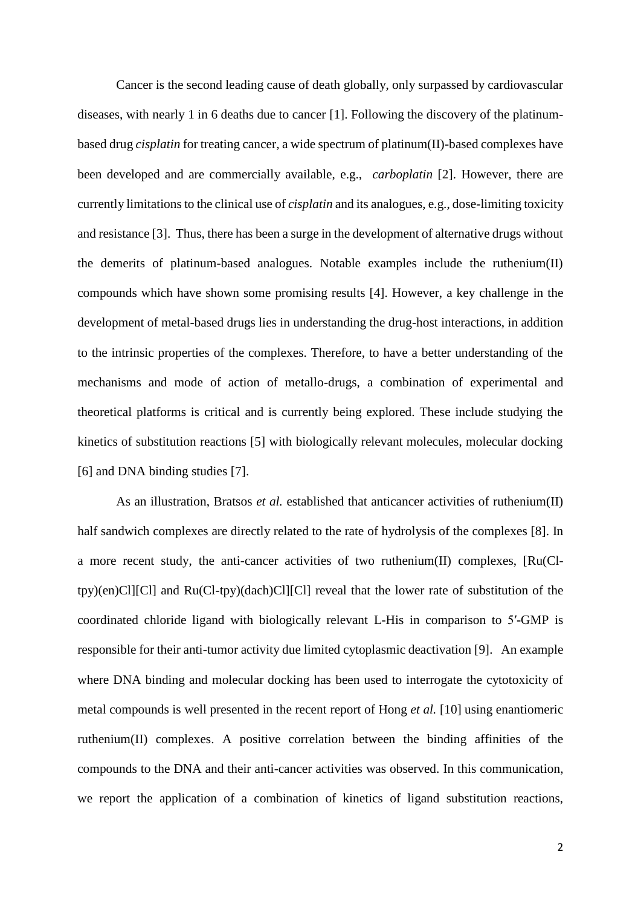Cancer is the second leading cause of death globally, only surpassed by cardiovascular diseases, with nearly 1 in 6 deaths due to cancer [1]. Following the discovery of the platinum-based drug *cisplatin* for treating cancer, a wide spectrum of platinum(II)-based complexes have been developed and are commercially available, e.g., *carboplatin* [2]. However, there are currently limitations to the clinical use of *cisplatin* and its analogues, e.g., dose-limiting toxicity and resistance [3]. Thus, there has been a surge in the development of alternative drugs without the demerits of platinum-based analogues. Notable examples include the ruthenium(II) compounds which have shown some promising results [4]. However, a key challenge in the development of metal-based drugs lies in understanding the drug-host interactions, in addition to the intrinsic properties of the complexes. Therefore, to have a better understanding of the mechanisms and mode of action of metallo-drugs, a combination of experimental and theoretical platforms is critical and is currently being explored. These include studying the kinetics of substitution reactions [5] with biologically relevant molecules, molecular docking [6] and DNA binding studies [7].

As an illustration, Bratsos *et al.* established that anticancer activities of ruthenium(II) half sandwich complexes are directly related to the rate of hydrolysis of the complexes [8]. In a more recent study, the anti-cancer activities of two ruthenium(II) complexes, [Ru(Cl-tpy)(en)Cl][Cl] and Ru(Cl-tpy)(dach)Cl][Cl] reveal that the lower rate of substitution of the coordinated chloride ligand with biologically relevant L-His in comparison to 5′-GMP is responsible for their anti-tumor activity due limited cytoplasmic deactivation [9]. An example where DNA binding and molecular docking has been used to interrogate the cytotoxicity of metal compounds is well presented in the recent report of Hong *et al.* [10] using enantiomeric ruthenium(II) complexes. A positive correlation between the binding affinities of the compounds to the DNA and their anti-cancer activities was observed. In this communication, we report the application of a combination of kinetics of ligand substitution reactions,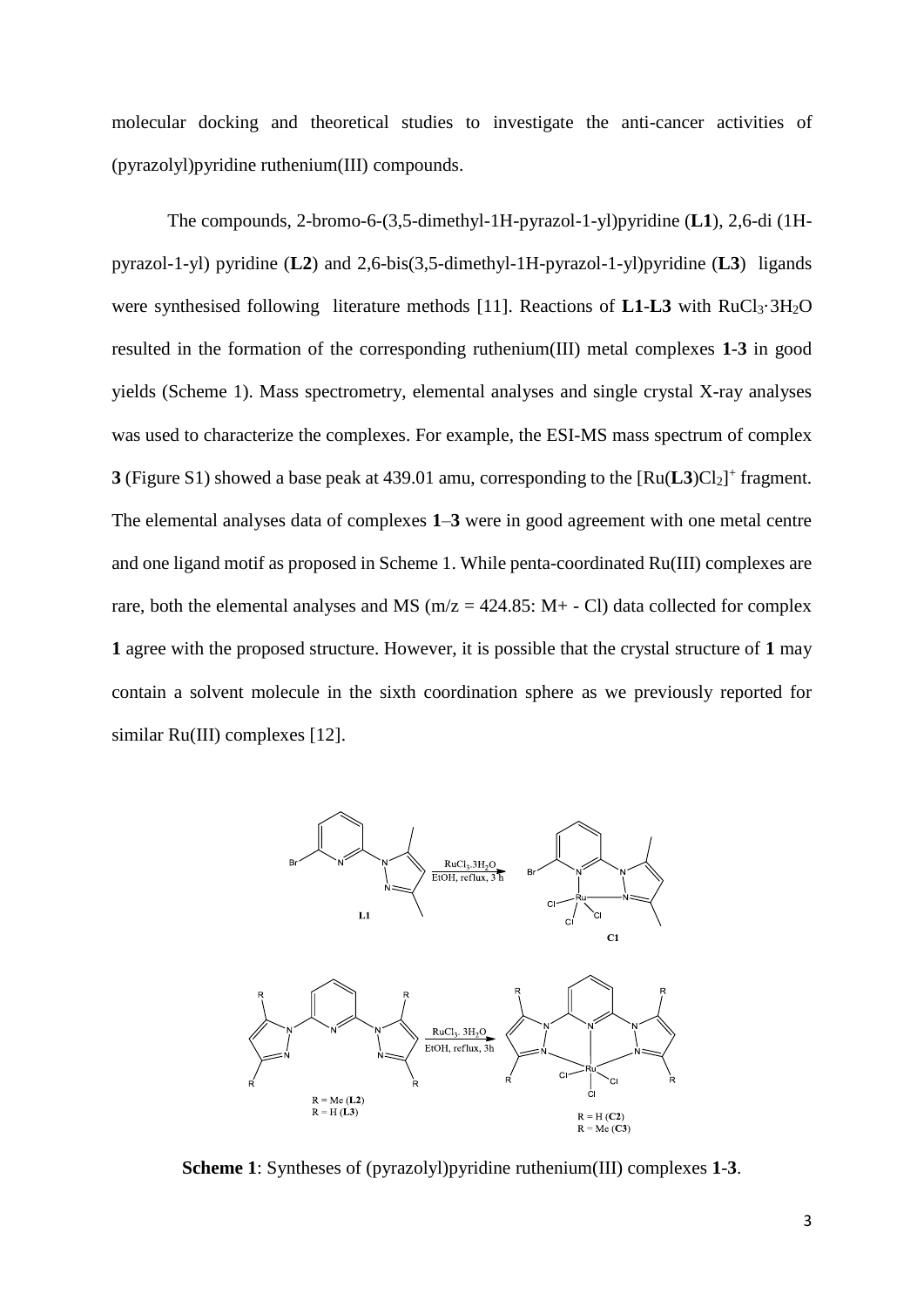molecular docking and theoretical studies to investigate the anti-cancer activities of (pyrazolyl)pyridine ruthenium(III) compounds.

The compounds, 2-bromo-6-(3,5-dimethyl-1H-pyrazol-1-yl)pyridine (**L1**), 2,6-di (1H-pyrazol-1-yl) pyridine (**L2**) and 2,6-bis(3,5-dimethyl-1H-pyrazol-1-yl)pyridine (**L3**) ligands were synthesised following literature methods [11]. Reactions of **L1**-**L3** with $RuCl_3{\cdot}3H_2O$ resulted in the formation of the corresponding ruthenium(III) metal complexes **1**-**3** in good yields (Scheme 1). Mass spectrometry, elemental analyses and single crystal X-ray analyses was used to characterize the complexes. For example, the ESI-MS mass spectrum of complex **3** (Figure S1) showed a base peak at 439.01 amu, corresponding to the $[Ru(\mathbf{L3})Cl_2]^+$ fragment. The elemental analyses data of complexes **1**–**3** were in good agreement with one metal centre and one ligand motif as proposed in Scheme 1. While penta-coordinated Ru(III) complexes are rare, both the elemental analyses and MS (m/z = 424.85: M+ - Cl) data collected for complex **1** agree with the proposed structure. However, it is possible that the crystal structure of **1** may contain a solvent molecule in the sixth coordination sphere as we previously reported for similar Ru(III) complexes [12].

**Scheme 1**: Syntheses of (pyrazolyl)pyridine ruthenium(III) complexes **1**-**3**.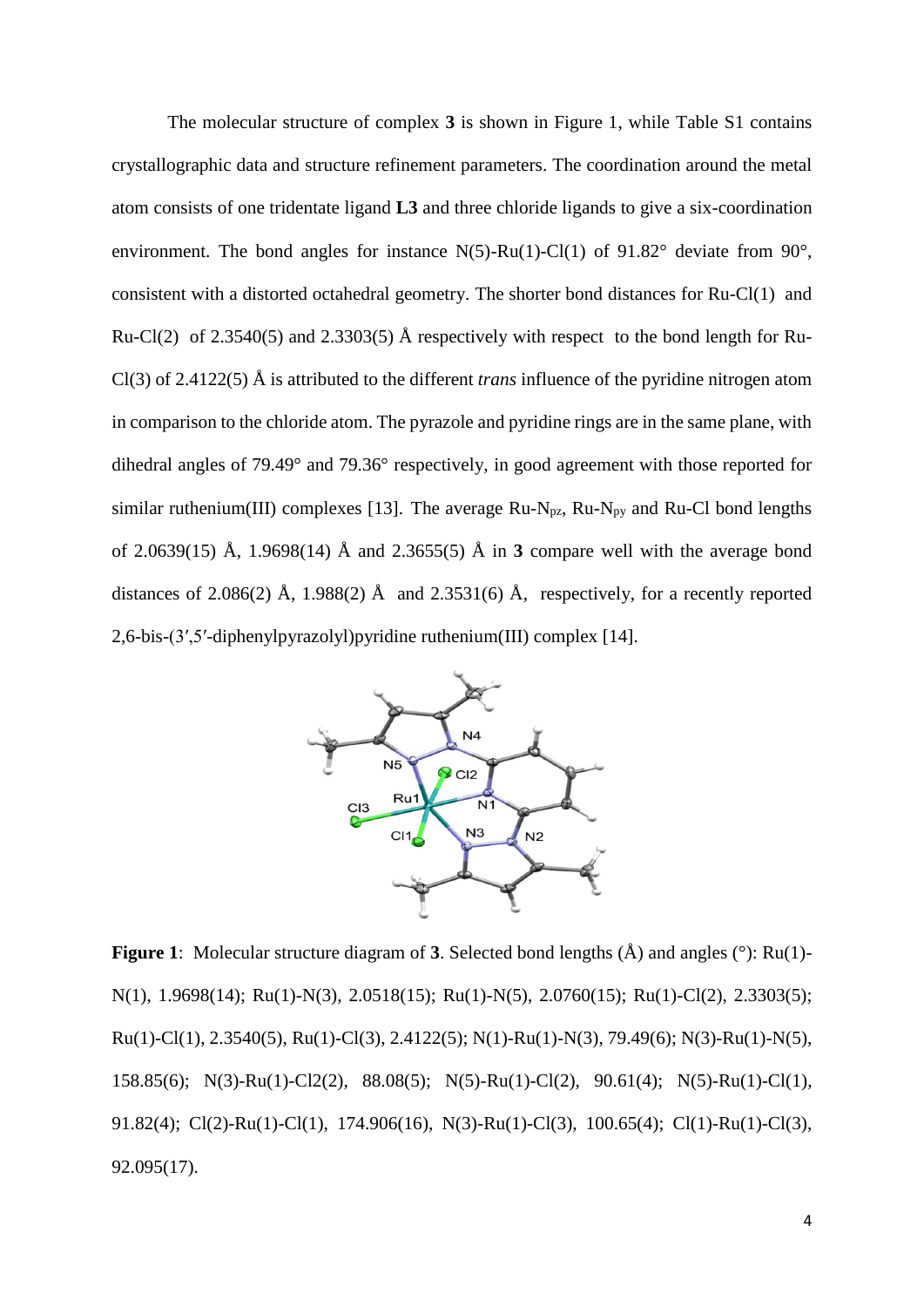The molecular structure of complex **3** is shown in Figure 1, while Table S1 contains crystallographic data and structure refinement parameters. The coordination around the metal atom consists of one tridentate ligand **L3** and three chloride ligands to give a six-coordination environment. The bond angles for instance N(5)-Ru(1)-Cl(1) of 91.82° deviate from 90°, consistent with a distorted octahedral geometry. The shorter bond distances for Ru-Cl(1) and Ru-Cl(2) of 2.3540(5) and 2.3303(5) Å respectively with respect to the bond length for Ru-Cl(3) of 2.4122(5) Å is attributed to the different *trans* influence of the pyridine nitrogen atom in comparison to the chloride atom. The pyrazole and pyridine rings are in the same plane, with dihedral angles of 79.49° and 79.36° respectively, in good agreement with those reported for similar ruthenium(III) complexes [13]. The average Ru-$N_{pz}$, Ru-$N_{py}$ and Ru-Cl bond lengths of 2.0639(15) Å, 1.9698(14) Å and 2.3655(5) Å in **3** compare well with the average bond distances of 2.086(2) Å, 1.988(2) Å and 2.3531(6) Å, respectively, for a recently reported 2,6-bis-(3′,5′-diphenylpyrazolyl)pyridine ruthenium(III) complex [14].

**Figure 1**: Molecular structure diagram of **3**. Selected bond lengths (Å) and angles (°): Ru(1)-N(1), 1.9698(14); Ru(1)-N(3), 2.0518(15); Ru(1)-N(5), 2.0760(15); Ru(1)-Cl(2), 2.3303(5); Ru(1)-Cl(1), 2.3540(5), Ru(1)-Cl(3), 2.4122(5); N(1)-Ru(1)-N(3), 79.49(6); N(3)-Ru(1)-N(5), 158.85(6); N(3)-Ru(1)-Cl2(2), 88.08(5); N(5)-Ru(1)-Cl(2), 90.61(4); N(5)-Ru(1)-Cl(1), 91.82(4); Cl(2)-Ru(1)-Cl(1), 174.906(16), N(3)-Ru(1)-Cl(3), 100.65(4); Cl(1)-Ru(1)-Cl(3), 92.095(17).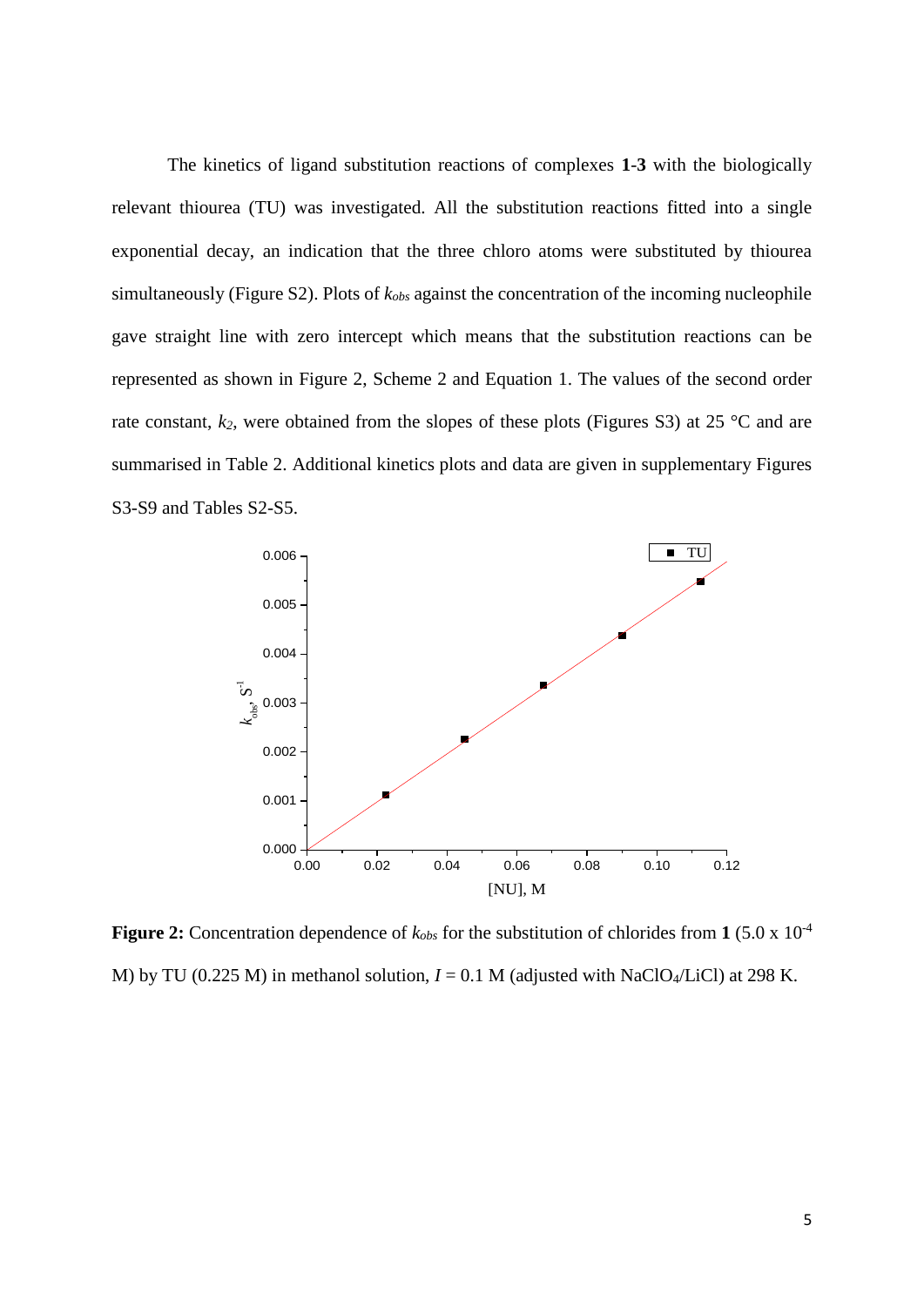The kinetics of ligand substitution reactions of complexes **1**-**3** with the biologically relevant thiourea (TU) was investigated. All the substitution reactions fitted into a single exponential decay, an indication that the three chloro atoms were substituted by thiourea simultaneously (Figure S2). Plots of $k_{obs}$ against the concentration of the incoming nucleophile gave straight line with zero intercept which means that the substitution reactions can be represented as shown in Figure 2, Scheme 2 and Equation 1. The values of the second order rate constant, $k_2$, were obtained from the slopes of these plots (Figures S3) at 25 °C and are summarised in Table 2. Additional kinetics plots and data are given in supplementary Figures S3-S9 and Tables S2-S5.

**Figure 2:** Concentration dependence of $k_{obs}$ for the substitution of chlorides from **1** ($5.0 \times 10^{-4}$ M) by TU (0.225 M) in methanol solution, $I = 0.1$ M (adjusted with $NaClO_4$/LiCl) at 298 K.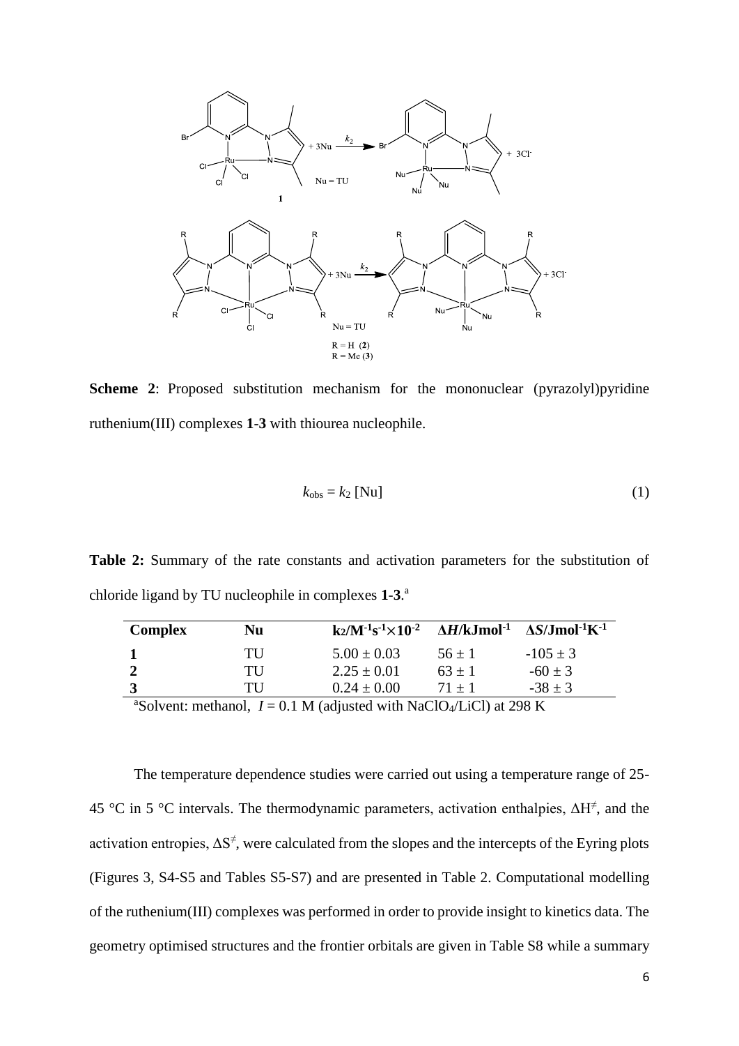**Scheme 2**: Proposed substitution mechanism for the mononuclear (pyrazolyl)pyridine ruthenium(III) complexes **1-3** with thiourea nucleophile.

$$k_{obs} = k_2\,[\text{Nu}] \tag{1}$$

**Table 2:** Summary of the rate constants and activation parameters for the substitution of chloride ligand by TU nucleophile in complexes **1-3**.[a]

| Complex | Nu | $k_2$/M$^{-1}$s$^{-1}$×10$^{-2}$ | Δ*H*/kJmol$^{-1}$ | Δ*S*/Jmol$^{-1}$K$^{-1}$ |
|---|---|---|---|---|
| **1** | TU | 5.00 ± 0.03 | 56 ± 1 | -105 ± 3 |
| **2** | TU | 2.25 ± 0.01 | 63 ± 1 | -60 ± 3 |
| **3** | TU | 0.24 ± 0.00 | 71 ± 1 | -38 ± 3 |

[a]Solvent: methanol, $I$ = 0.1 M (adjusted with $NaClO_4$/LiCl) at 298 K

The temperature dependence studies were carried out using a temperature range of 25-45 °C in 5 °C intervals. The thermodynamic parameters, activation enthalpies, $\Delta H^{\neq}$, and the activation entropies, $\Delta S^{\neq}$, were calculated from the slopes and the intercepts of the Eyring plots (Figures 3, S4-S5 and Tables S5-S7) and are presented in Table 2. Computational modelling of the ruthenium(III) complexes was performed in order to provide insight to kinetics data. The geometry optimised structures and the frontier orbitals are given in Table S8 while a summary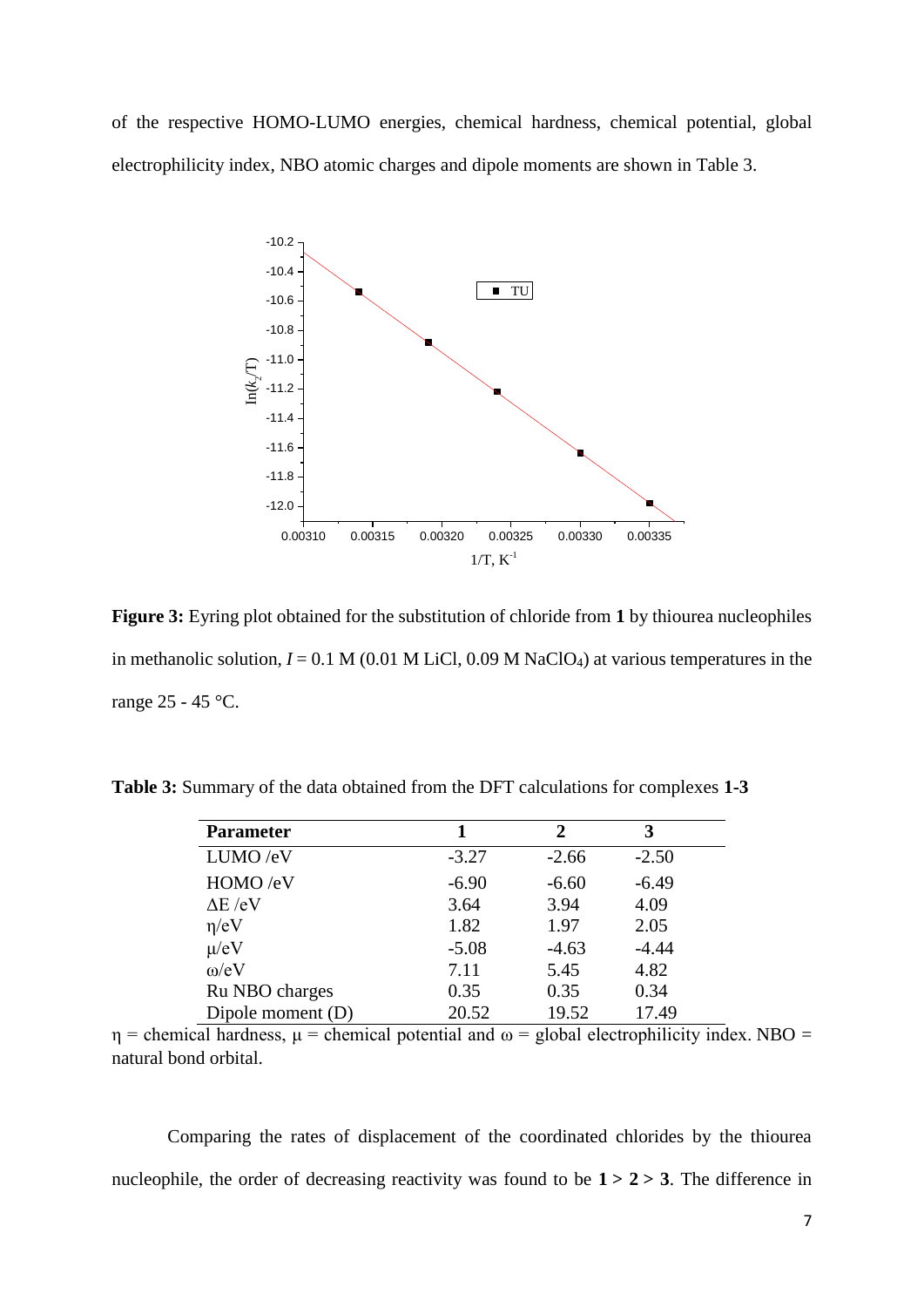of the respective HOMO-LUMO energies, chemical hardness, chemical potential, global electrophilicity index, NBO atomic charges and dipole moments are shown in Table 3.

**Figure 3:** Eyring plot obtained for the substitution of chloride from **1** by thiourea nucleophiles in methanolic solution, $I = 0.1$ M (0.01 M LiCl, 0.09 M $NaClO_4$) at various temperatures in the range 25 - 45 °C.

**Table 3:** Summary of the data obtained from the DFT calculations for complexes **1-3**

| Parameter | 1 | 2 | 3 |
|---|---|---|---|
| LUMO /eV | -3.27 | -2.66 | -2.50 |
| HOMO /eV | -6.90 | -6.60 | -6.49 |
| $\Delta E$ /eV | 3.64 | 3.94 | 4.09 |
| $\eta$/eV | 1.82 | 1.97 | 2.05 |
| $\mu$/eV | -5.08 | -4.63 | -4.44 |
| $\omega$/eV | 7.11 | 5.45 | 4.82 |
| Ru NBO charges | 0.35 | 0.35 | 0.34 |
| Dipole moment (D) | 20.52 | 19.52 | 17.49 |

$\eta$ = chemical hardness, $\mu$ = chemical potential and $\omega$ = global electrophilicity index. NBO = natural bond orbital.

Comparing the rates of displacement of the coordinated chlorides by the thiourea nucleophile, the order of decreasing reactivity was found to be **1 > 2 > 3**. The difference in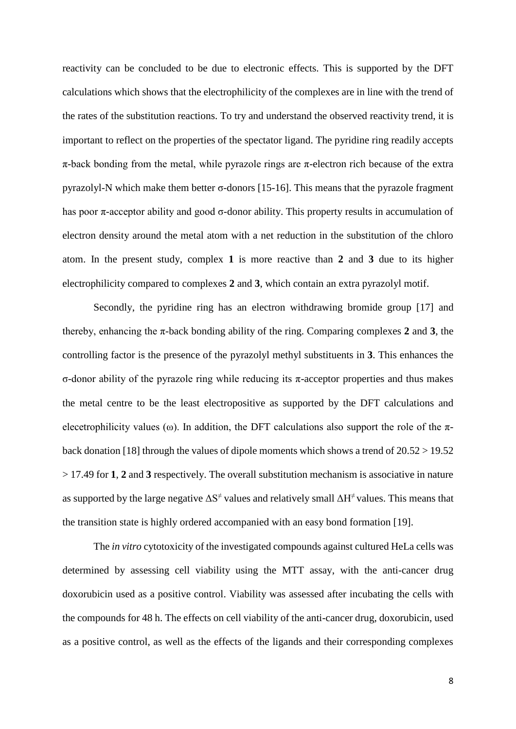reactivity can be concluded to be due to electronic effects. This is supported by the DFT calculations which shows that the electrophilicity of the complexes are in line with the trend of the rates of the substitution reactions. To try and understand the observed reactivity trend, it is important to reflect on the properties of the spectator ligand. The pyridine ring readily accepts π-back bonding from the metal, while pyrazole rings are π-electron rich because of the extra pyrazolyl-N which make them better σ-donors [15-16]. This means that the pyrazole fragment has poor π-acceptor ability and good σ-donor ability. This property results in accumulation of electron density around the metal atom with a net reduction in the substitution of the chloro atom. In the present study, complex **1** is more reactive than **2** and **3** due to its higher electrophilicity compared to complexes **2** and **3**, which contain an extra pyrazolyl motif.

Secondly, the pyridine ring has an electron withdrawing bromide group [17] and thereby, enhancing the π-back bonding ability of the ring. Comparing complexes **2** and **3**, the controlling factor is the presence of the pyrazolyl methyl substituents in **3**. This enhances the σ-donor ability of the pyrazole ring while reducing its π-acceptor properties and thus makes the metal centre to be the least electropositive as supported by the DFT calculations and elecetrophilicity values (ω). In addition, the DFT calculations also support the role of the π-back donation [18] through the values of dipole moments which shows a trend of 20.52 > 19.52 > 17.49 for **1**, **2** and **3** respectively. The overall substitution mechanism is associative in nature as supported by the large negative $\Delta S^{\neq}$ values and relatively small $\Delta H^{\neq}$ values. This means that the transition state is highly ordered accompanied with an easy bond formation [19].

The *in vitro* cytotoxicity of the investigated compounds against cultured HeLa cells was determined by assessing cell viability using the MTT assay, with the anti-cancer drug doxorubicin used as a positive control. Viability was assessed after incubating the cells with the compounds for 48 h. The effects on cell viability of the anti-cancer drug, doxorubicin, used as a positive control, as well as the effects of the ligands and their corresponding complexes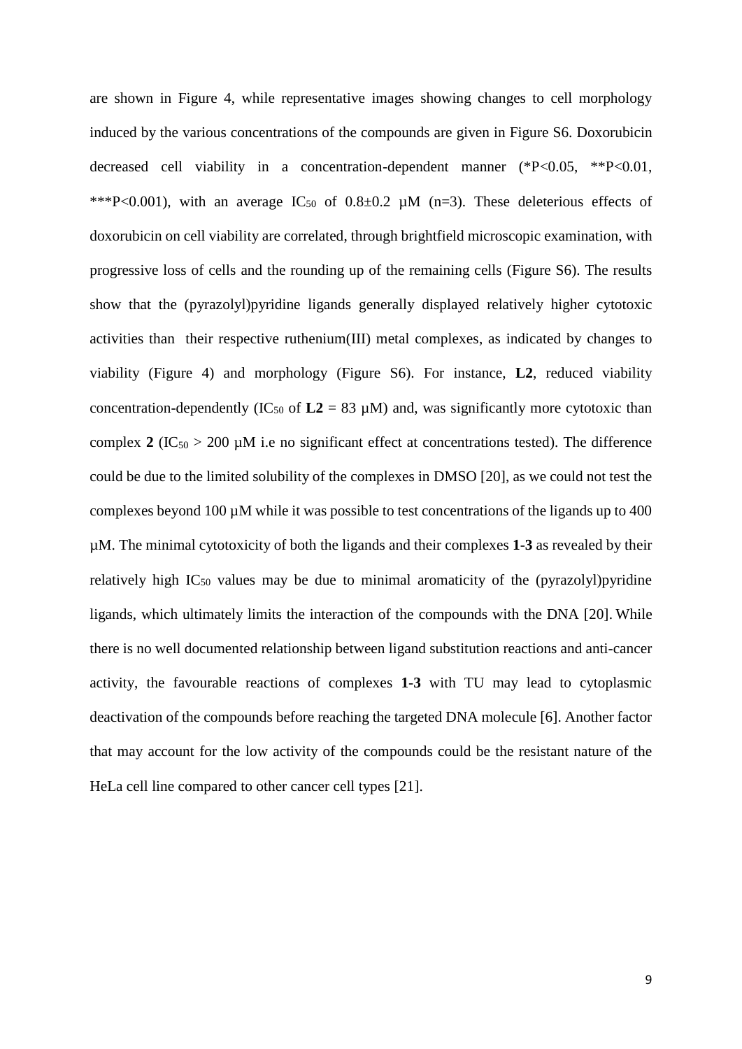are shown in Figure 4, while representative images showing changes to cell morphology induced by the various concentrations of the compounds are given in Figure S6. Doxorubicin decreased cell viability in a concentration-dependent manner (*$P<0.05$, **$P<0.01$, ***$P<0.001$), with an average $IC_{50}$ of $0.8\pm0.2$ µM (n=3). These deleterious effects of doxorubicin on cell viability are correlated, through brightfield microscopic examination, with progressive loss of cells and the rounding up of the remaining cells (Figure S6). The results show that the (pyrazolyl)pyridine ligands generally displayed relatively higher cytotoxic activities than their respective ruthenium(III) metal complexes, as indicated by changes to viability (Figure 4) and morphology (Figure S6). For instance, **L2**, reduced viability concentration-dependently ($IC_{50}$ of **L2** = 83 µM) and, was significantly more cytotoxic than complex **2** ($IC_{50}$ > 200 µM i.e no significant effect at concentrations tested). The difference could be due to the limited solubility of the complexes in DMSO [20], as we could not test the complexes beyond 100 µM while it was possible to test concentrations of the ligands up to 400 µM. The minimal cytotoxicity of both the ligands and their complexes **1**-**3** as revealed by their relatively high $IC_{50}$ values may be due to minimal aromaticity of the (pyrazolyl)pyridine ligands, which ultimately limits the interaction of the compounds with the DNA [20]. While there is no well documented relationship between ligand substitution reactions and anti-cancer activity, the favourable reactions of complexes **1**-**3** with TU may lead to cytoplasmic deactivation of the compounds before reaching the targeted DNA molecule [6]. Another factor that may account for the low activity of the compounds could be the resistant nature of the HeLa cell line compared to other cancer cell types [21].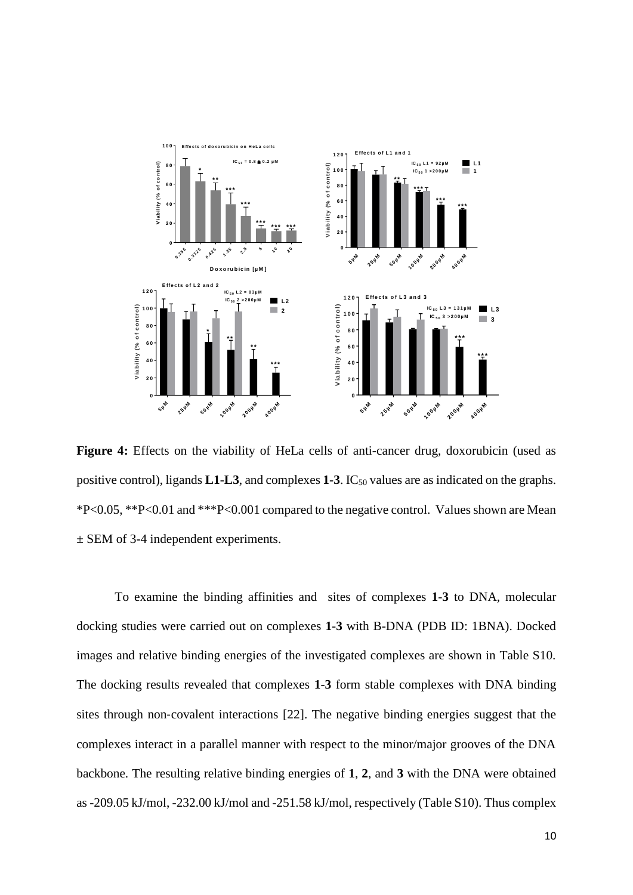**Figure 4:** Effects on the viability of HeLa cells of anti-cancer drug, doxorubicin (used as positive control), ligands **L1**-**L3**, and complexes **1**-**3**. $IC_{50}$ values are as indicated on the graphs. *P<0.05, **P<0.01 and ***P<0.001 compared to the negative control. Values shown are Mean ± SEM of 3-4 independent experiments.

To examine the binding affinities and sites of complexes **1**-**3** to DNA, molecular docking studies were carried out on complexes **1-3** with B-DNA (PDB ID: 1BNA). Docked images and relative binding energies of the investigated complexes are shown in Table S10. The docking results revealed that complexes **1**-**3** form stable complexes with DNA binding sites through non-covalent interactions [22]. The negative binding energies suggest that the complexes interact in a parallel manner with respect to the minor/major grooves of the DNA backbone. The resulting relative binding energies of **1**, **2**, and **3** with the DNA were obtained as -209.05 kJ/mol, -232.00 kJ/mol and -251.58 kJ/mol, respectively (Table S10). Thus complex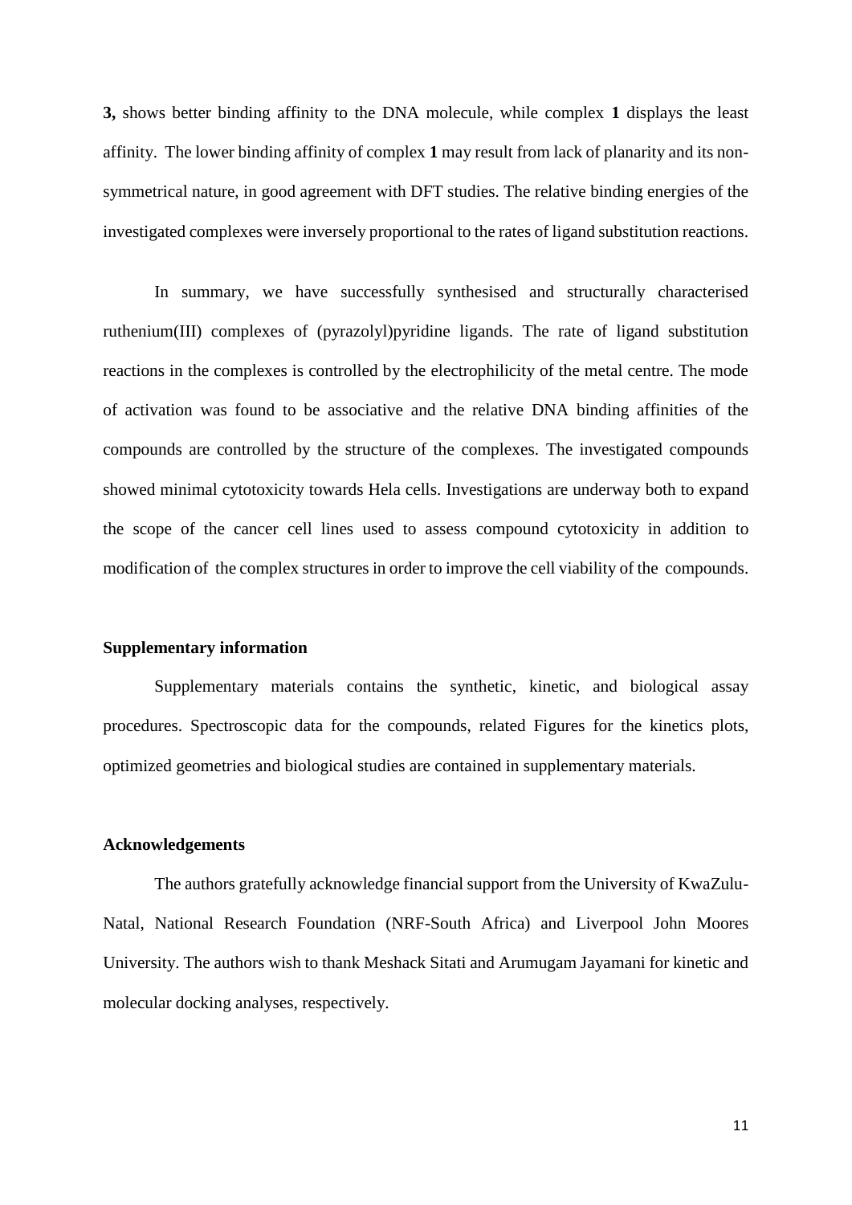**3,** shows better binding affinity to the DNA molecule, while complex **1** displays the least affinity. The lower binding affinity of complex **1** may result from lack of planarity and its non-symmetrical nature, in good agreement with DFT studies. The relative binding energies of the investigated complexes were inversely proportional to the rates of ligand substitution reactions.

In summary, we have successfully synthesised and structurally characterised ruthenium(III) complexes of (pyrazolyl)pyridine ligands. The rate of ligand substitution reactions in the complexes is controlled by the electrophilicity of the metal centre. The mode of activation was found to be associative and the relative DNA binding affinities of the compounds are controlled by the structure of the complexes. The investigated compounds showed minimal cytotoxicity towards Hela cells. Investigations are underway both to expand the scope of the cancer cell lines used to assess compound cytotoxicity in addition to modification of the complex structures in order to improve the cell viability of the compounds.

**Supplementary information**

Supplementary materials contains the synthetic, kinetic, and biological assay procedures. Spectroscopic data for the compounds, related Figures for the kinetics plots, optimized geometries and biological studies are contained in supplementary materials.

**Acknowledgements**

The authors gratefully acknowledge financial support from the University of KwaZulu-Natal, National Research Foundation (NRF-South Africa) and Liverpool John Moores University. The authors wish to thank Meshack Sitati and Arumugam Jayamani for kinetic and molecular docking analyses, respectively.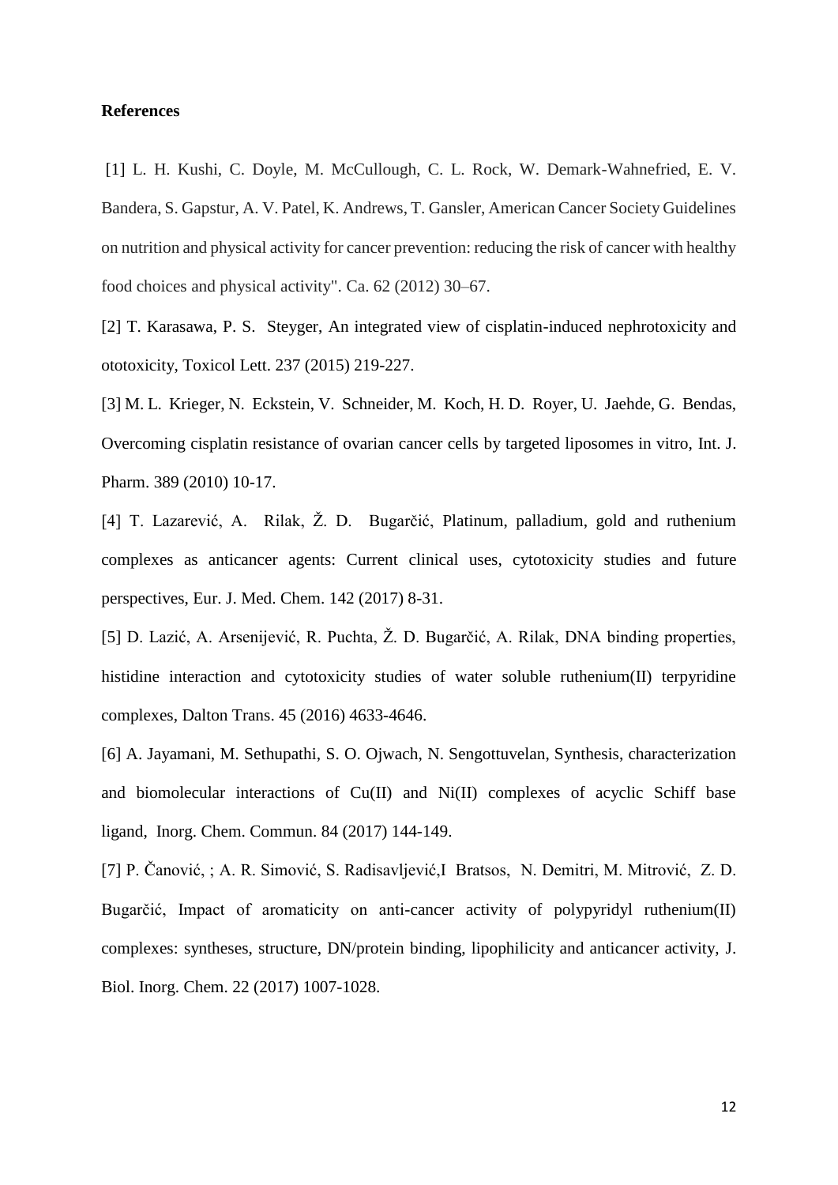**References**

[1] L. H. Kushi, C. Doyle, M. McCullough, C. L. Rock, W. Demark-Wahnefried, E. V. Bandera, S. Gapstur, A. V. Patel, K. Andrews, T. Gansler, American Cancer Society Guidelines on nutrition and physical activity for cancer prevention: reducing the risk of cancer with healthy food choices and physical activity". Ca. 62 (2012) 30–67.

[2] T. Karasawa, P. S. Steyger, An integrated view of cisplatin-induced nephrotoxicity and ototoxicity, Toxicol Lett. 237 (2015) 219-227.

[3] M. L. Krieger, N. Eckstein, V. Schneider, M. Koch, H. D. Royer, U. Jaehde, G. Bendas, Overcoming cisplatin resistance of ovarian cancer cells by targeted liposomes in vitro, Int. J. Pharm. 389 (2010) 10-17.

[4] T. Lazarević, A. Rilak, Ž. D. Bugarčić, Platinum, palladium, gold and ruthenium complexes as anticancer agents: Current clinical uses, cytotoxicity studies and future perspectives, Eur. J. Med. Chem. 142 (2017) 8-31.

[5] D. Lazić, A. Arsenijević, R. Puchta, Ž. D. Bugarčić, A. Rilak, DNA binding properties, histidine interaction and cytotoxicity studies of water soluble ruthenium(II) terpyridine complexes, Dalton Trans. 45 (2016) 4633-4646.

[6] A. Jayamani, M. Sethupathi, S. O. Ojwach, N. Sengottuvelan, Synthesis, characterization and biomolecular interactions of Cu(II) and Ni(II) complexes of acyclic Schiff base ligand, Inorg. Chem. Commun. 84 (2017) 144-149.

[7] P. Čanović, ; A. R. Simović, S. Radisavljević,I Bratsos, N. Demitri, M. Mitrović, Z. D. Bugarčić, Impact of aromaticity on anti-cancer activity of polypyridyl ruthenium(II) complexes: syntheses, structure, DN/protein binding, lipophilicity and anticancer activity, J. Biol. Inorg. Chem. 22 (2017) 1007-1028.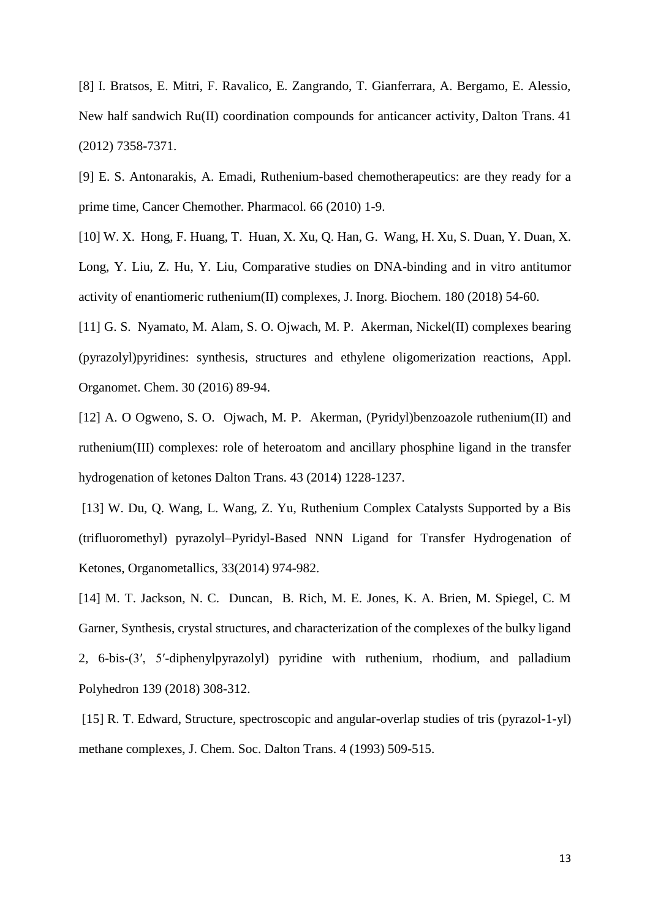[8] I. Bratsos, E. Mitri, F. Ravalico, E. Zangrando, T. Gianferrara, A. Bergamo, E. Alessio, New half sandwich Ru(II) coordination compounds for anticancer activity, Dalton Trans. 41 (2012) 7358-7371.

[9] E. S. Antonarakis, A. Emadi, Ruthenium-based chemotherapeutics: are they ready for a prime time, Cancer Chemother. Pharmacol. 66 (2010) 1-9.

[10] W. X. Hong, F. Huang, T. Huan, X. Xu, Q. Han, G. Wang, H. Xu, S. Duan, Y. Duan, X. Long, Y. Liu, Z. Hu, Y. Liu, Comparative studies on DNA-binding and in vitro antitumor activity of enantiomeric ruthenium(II) complexes, J. Inorg. Biochem. 180 (2018) 54-60.

[11] G. S. Nyamato, M. Alam, S. O. Ojwach, M. P. Akerman, Nickel(II) complexes bearing (pyrazolyl)pyridines: synthesis, structures and ethylene oligomerization reactions, Appl. Organomet. Chem. 30 (2016) 89-94.

[12] A. O Ogweno, S. O. Ojwach, M. P. Akerman, (Pyridyl)benzoazole ruthenium(II) and ruthenium(III) complexes: role of heteroatom and ancillary phosphine ligand in the transfer hydrogenation of ketones Dalton Trans. 43 (2014) 1228-1237.

[13] W. Du, Q. Wang, L. Wang, Z. Yu, Ruthenium Complex Catalysts Supported by a Bis (trifluoromethyl) pyrazolyl–Pyridyl-Based NNN Ligand for Transfer Hydrogenation of Ketones, Organometallics, 33(2014) 974-982.

[14] M. T. Jackson, N. C. Duncan, B. Rich, M. E. Jones, K. A. Brien, M. Spiegel, C. M Garner, Synthesis, crystal structures, and characterization of the complexes of the bulky ligand 2, 6-bis-(3′, 5′-diphenylpyrazolyl) pyridine with ruthenium, rhodium, and palladium Polyhedron 139 (2018) 308-312.

[15] R. T. Edward, Structure, spectroscopic and angular-overlap studies of tris (pyrazol-1-yl) methane complexes, J. Chem. Soc. Dalton Trans. 4 (1993) 509-515.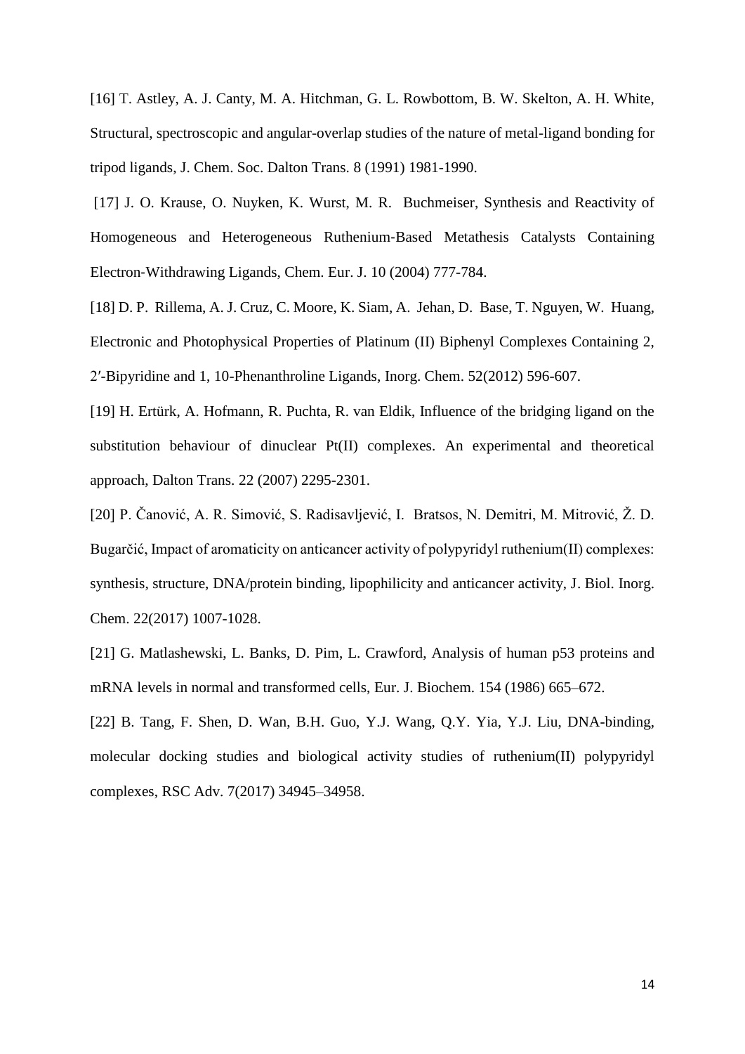[16] T. Astley, A. J. Canty, M. A. Hitchman, G. L. Rowbottom, B. W. Skelton, A. H. White, Structural, spectroscopic and angular-overlap studies of the nature of metal-ligand bonding for tripod ligands, J. Chem. Soc. Dalton Trans. 8 (1991) 1981-1990.

[17] J. O. Krause, O. Nuyken, K. Wurst, M. R. Buchmeiser, Synthesis and Reactivity of Homogeneous and Heterogeneous Ruthenium-Based Metathesis Catalysts Containing Electron-Withdrawing Ligands, Chem. Eur. J. 10 (2004) 777-784.

[18] D. P. Rillema, A. J. Cruz, C. Moore, K. Siam, A. Jehan, D. Base, T. Nguyen, W. Huang, Electronic and Photophysical Properties of Platinum (II) Biphenyl Complexes Containing 2, 2′-Bipyridine and 1, 10-Phenanthroline Ligands, Inorg. Chem. 52(2012) 596-607.

[19] H. Ertürk, A. Hofmann, R. Puchta, R. van Eldik, Influence of the bridging ligand on the substitution behaviour of dinuclear Pt(II) complexes. An experimental and theoretical approach, Dalton Trans. 22 (2007) 2295-2301.

[20] P. Čanović, A. R. Simović, S. Radisavljević, I. Bratsos, N. Demitri, M. Mitrović, Ž. D. Bugarčić, Impact of aromaticity on anticancer activity of polypyridyl ruthenium(II) complexes: synthesis, structure, DNA/protein binding, lipophilicity and anticancer activity, J. Biol. Inorg. Chem. 22(2017) 1007-1028.

[21] G. Matlashewski, L. Banks, D. Pim, L. Crawford, Analysis of human p53 proteins and mRNA levels in normal and transformed cells, Eur. J. Biochem. 154 (1986) 665–672.

[22] B. Tang, F. Shen, D. Wan, B.H. Guo, Y.J. Wang, Q.Y. Yia, Y.J. Liu, DNA-binding, molecular docking studies and biological activity studies of ruthenium(II) polypyridyl complexes, RSC Adv. 7(2017) 34945–34958.